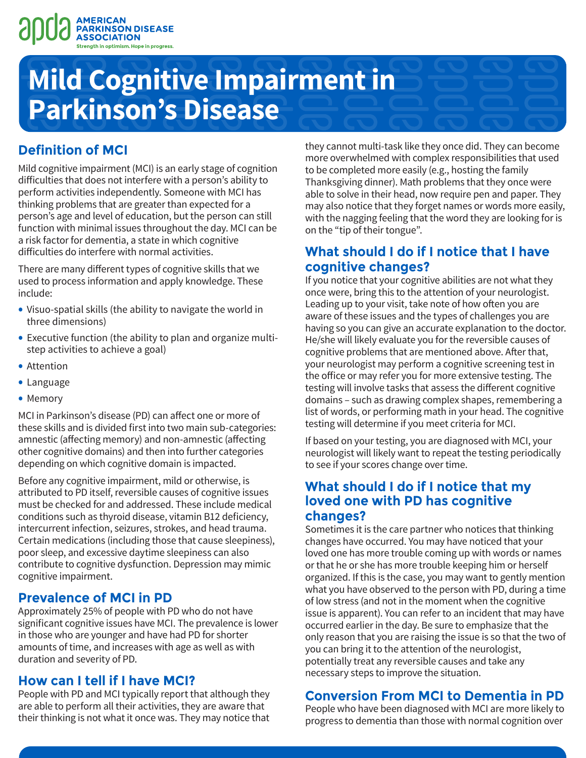# Mild Cognitive Impairment in Parkinson's Disease

## Definition of MCI

Mild cognitive impairment (MCI) is an early stage of cognition difficulties that does not interfere with a person's ability to perform activities independently. Someone with MCI has thinking problems that are greater than expected for a person's age and level of education, but the person can still function with minimal issues throughout the day. MCI can be a risk factor for dementia, a state in which cognitive difficulties do interfere with normal activities.

There are many different types of cognitive skills that we used to process information and apply knowledge. These include:

- Visuo-spatial skills (the ability to navigate the world in three dimensions)
- Executive function (the ability to plan and organize multi-step activities to achieve a goal)
- Attention
- Language
- Memory

MCI in Parkinson's disease (PD) can affect one or more of these skills and is divided first into two main sub-categories: amnestic (affecting memory) and non-amnestic (affecting other cognitive domains) and then into further categories depending on which cognitive domain is impacted.

Before any cognitive impairment, mild or otherwise, is attributed to PD itself, reversible causes of cognitive issues must be checked for and addressed. These include medical conditions such as thyroid disease, vitamin B12 deficiency, intercurrent infection, seizures, strokes, and head trauma. Certain medications (including those that cause sleepiness), poor sleep, and excessive daytime sleepiness can also contribute to cognitive dysfunction. Depression may mimic cognitive impairment.

## Prevalence of MCI in PD

Approximately 25% of people with PD who do not have significant cognitive issues have MCI. The prevalence is lower in those who are younger and have had PD for shorter amounts of time, and increases with age as well as with duration and severity of PD.

## How can I tell if I have MCI?

People with PD and MCI typically report that although they are able to perform all their activities, they are aware that their thinking is not what it once was. They may notice that they cannot multi-task like they once did. They can become more overwhelmed with complex responsibilities that used to be completed more easily (e.g., hosting the family Thanksgiving dinner). Math problems that they once were able to solve in their head, now require pen and paper. They may also notice that they forget names or words more easily, with the nagging feeling that the word they are looking for is on the "tip of their tongue".

## What should I do if I notice that I have cognitive changes?

If you notice that your cognitive abilities are not what they once were, bring this to the attention of your neurologist. Leading up to your visit, take note of how often you are aware of these issues and the types of challenges you are having so you can give an accurate explanation to the doctor. He/she will likely evaluate you for the reversible causes of cognitive problems that are mentioned above. After that, your neurologist may perform a cognitive screening test in the office or may refer you for more extensive testing. The testing will involve tasks that assess the different cognitive domains – such as drawing complex shapes, remembering a list of words, or performing math in your head. The cognitive testing will determine if you meet criteria for MCI.

If based on your testing, you are diagnosed with MCI, your neurologist will likely want to repeat the testing periodically to see if your scores change over time.

## What should I do if I notice that my loved one with PD has cognitive changes?

Sometimes it is the care partner who notices that thinking changes have occurred. You may have noticed that your loved one has more trouble coming up with words or names or that he or she has more trouble keeping him or herself organized. If this is the case, you may want to gently mention what you have observed to the person with PD, during a time of low stress (and not in the moment when the cognitive issue is apparent). You can refer to an incident that may have occurred earlier in the day. Be sure to emphasize that the only reason that you are raising the issue is so that the two of you can bring it to the attention of the neurologist, potentially treat any reversible causes and take any necessary steps to improve the situation.

## Conversion From MCI to Dementia in PD

People who have been diagnosed with MCI are more likely to progress to dementia than those with normal cognition over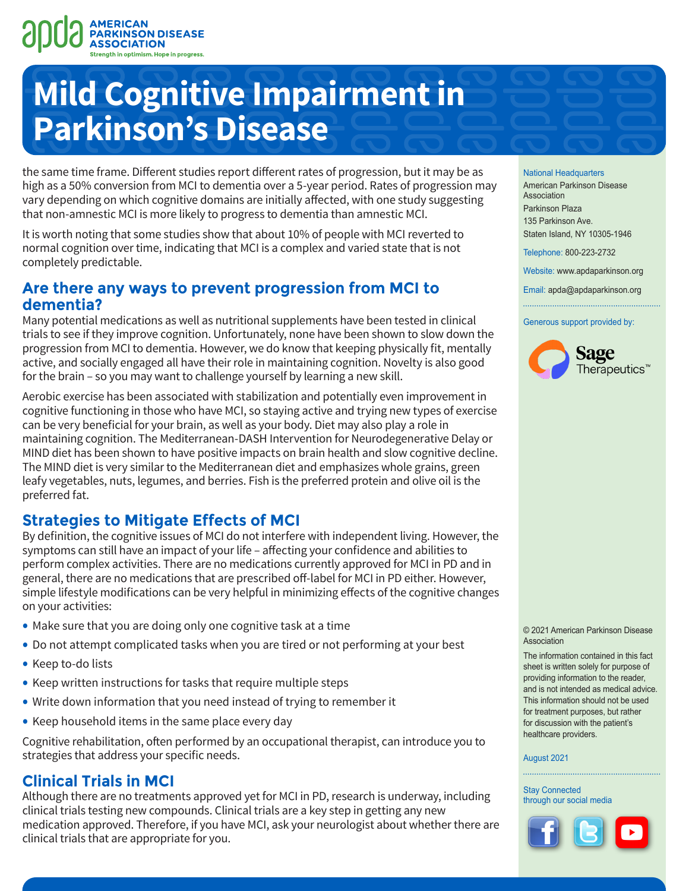the same time frame. Different studies report different rates of progression, but it may be as high as a 50% conversion from MCI to dementia over a 5-year period. Rates of progression may vary depending on which cognitive domains are initially affected, with one study suggesting that non-amnestic MCI is more likely to progress to dementia than amnestic MCI.

It is worth noting that some studies show that about 10% of people with MCI reverted to normal cognition over time, indicating that MCI is a complex and varied state that is not completely predictable.

## Are there any ways to prevent progression from MCI to dementia?

Many potential medications as well as nutritional supplements have been tested in clinical trials to see if they improve cognition. Unfortunately, none have been shown to slow down the progression from MCI to dementia. However, we do know that keeping physically fit, mentally active, and socially engaged all have their role in maintaining cognition. Novelty is also good for the brain – so you may want to challenge yourself by learning a new skill.

Aerobic exercise has been associated with stabilization and potentially even improvement in cognitive functioning in those who have MCI, so staying active and trying new types of exercise can be very beneficial for your brain, as well as your body. Diet may also play a role in maintaining cognition. The Mediterranean-DASH Intervention for Neurodegenerative Delay or MIND diet has been shown to have positive impacts on brain health and slow cognitive decline. The MIND diet is very similar to the Mediterranean diet and emphasizes whole grains, green leafy vegetables, nuts, legumes, and berries. Fish is the preferred protein and olive oil is the preferred fat.

## Strategies to Mitigate Effects of MCI

By definition, the cognitive issues of MCI do not interfere with independent living. However, the symptoms can still have an impact of your life – affecting your confidence and abilities to perform complex activities. There are no medications currently approved for MCI in PD and in general, there are no medications that are prescribed off-label for MCI in PD either. However, simple lifestyle modifications can be very helpful in minimizing effects of the cognitive changes on your activities:

- Make sure that you are doing only one cognitive task at a time
- Do not attempt complicated tasks when you are tired or not performing at your best
- Keep to-do lists
- Keep written instructions for tasks that require multiple steps
- Write down information that you need instead of trying to remember it
- Keep household items in the same place every day

Cognitive rehabilitation, often performed by an occupational therapist, can introduce you to strategies that address your specific needs.

## Clinical Trials in MCI

Although there are no treatments approved yet for MCI in PD, research is underway, including clinical trials testing new compounds. Clinical trials are a key step in getting any new medication approved. Therefore, if you have MCI, ask your neurologist about whether there are clinical trials that are appropriate for you.

---

National Headquarters
American Parkinson Disease Association
Parkinson Plaza
135 Parkinson Ave.
Staten Island, NY 10305-1946

Telephone: 800-223-2732

Website: www.apdaparkinson.org

Email: apda@apdaparkinson.org

Generous support provided by:

Sage Therapeutics™

© 2021 American Parkinson Disease Association

The information contained in this fact sheet is written solely for purpose of providing information to the reader, and is not intended as medical advice. This information should not be used for treatment purposes, but rather for discussion with the patient's healthcare providers.

August 2021

Stay Connected through our social media